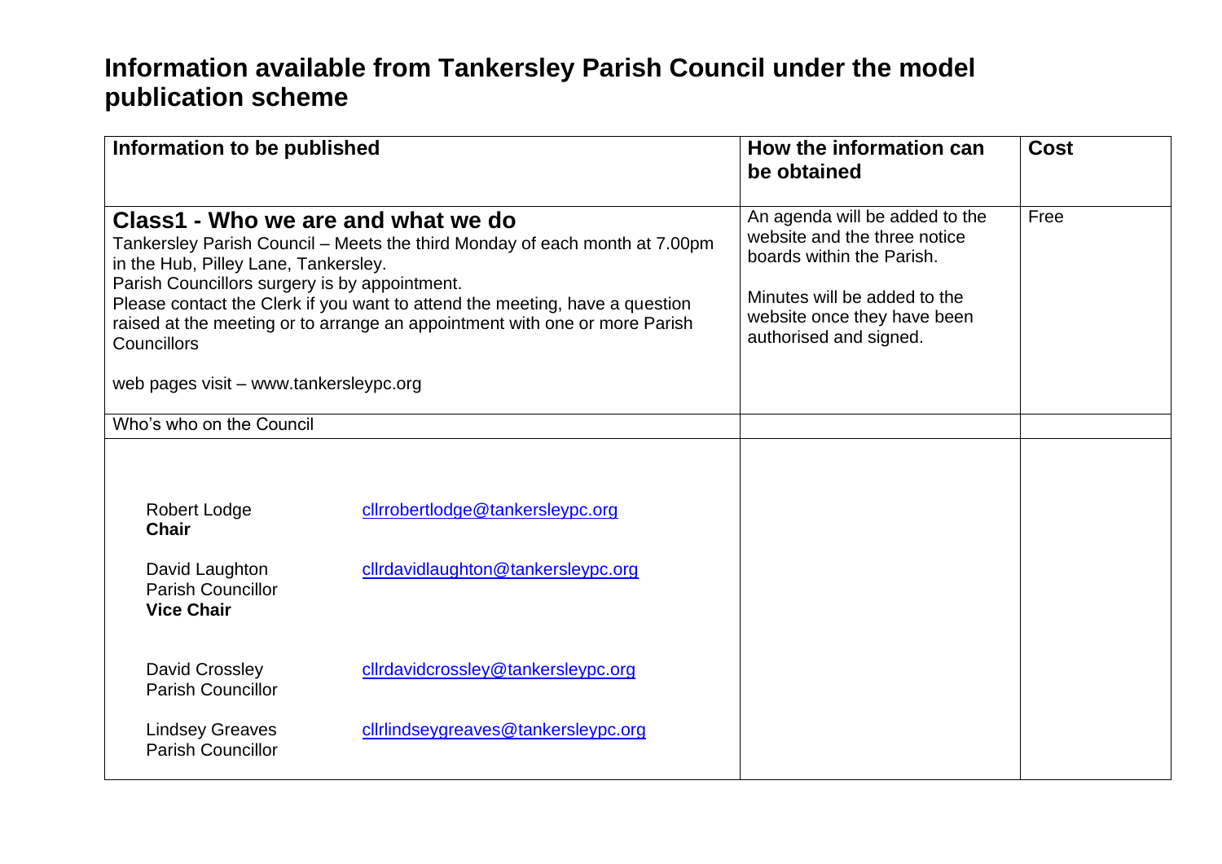# Information available from Tankersley Parish Council under the model publication scheme

| Information to be published | How the information can be obtained | Cost |
| --- | --- | --- |
| **Class1 - Who we are and what we do**<br>Tankersley Parish Council – Meets the third Monday of each month at 7.00pm in the Hub, Pilley Lane, Tankersley.<br>Parish Councillors surgery is by appointment.<br>Please contact the Clerk if you want to attend the meeting, have a question raised at the meeting or to arrange an appointment with one or more Parish Councillors<br><br>web pages visit – www.tankersleypc.org | An agenda will be added to the website and the three notice boards within the Parish.<br><br>Minutes will be added to the website once they have been authorised and signed. | Free |
| Who's who on the Council | | |
| Robert Lodge **Chair** — cllrrobertlodge@tankersleypc.org<br><br>David Laughton Parish Councillor **Vice Chair** — cllrdavidlaughton@tankersleypc.org<br><br>David Crossley Parish Councillor — cllrdavidcrossley@tankersleypc.org<br><br>Lindsey Greaves Parish Councillor — cllrlindseygreaves@tankersleypc.org | | |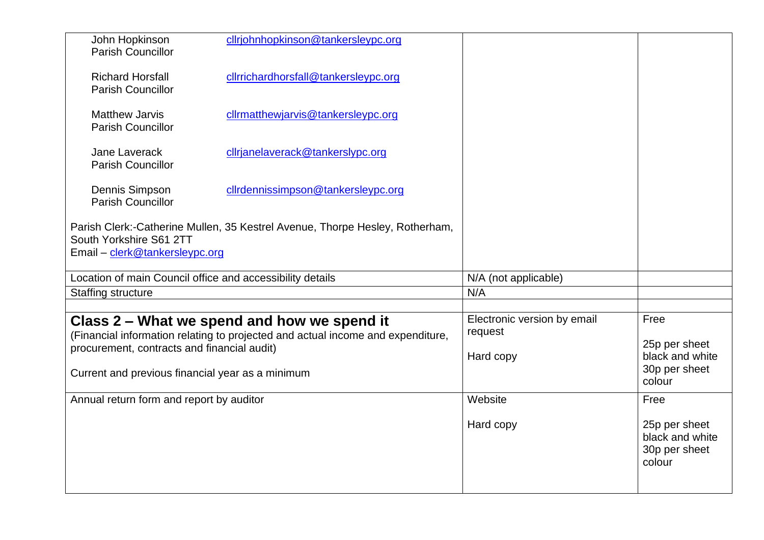| | | |
|---|---|---|
| John Hopkinson<br>Parish Councillor — cllrjohnhopkinson@tankersleypc.org<br><br>Richard Horsfall<br>Parish Councillor — cllrrichardhorsfall@tankersleypc.org<br><br>Matthew Jarvis<br>Parish Councillor — cllrmatthewjarvis@tankersleypc.org<br><br>Jane Laverack<br>Parish Councillor — cllrjanelaverack@tankerslypc.org<br><br>Dennis Simpson<br>Parish Councillor — cllrdennissimpson@tankersleypc.org<br><br>Parish Clerk:-Catherine Mullen, 35 Kestrel Avenue, Thorpe Hesley, Rotherham, South Yorkshire S61 2TT<br>Email – clerk@tankersleypc.org | | |
| Location of main Council office and accessibility details | N/A (not applicable) | |
| Staffing structure | N/A | |
| | | |
| **Class 2 – What we spend and how we spend it**<br>(Financial information relating to projected and actual income and expenditure, procurement, contracts and financial audit)<br><br>Current and previous financial year as a minimum | Electronic version by email request<br><br>Hard copy | Free<br><br>25p per sheet black and white<br>30p per sheet colour |
| Annual return form and report by auditor | Website<br><br>Hard copy | Free<br><br>25p per sheet black and white<br>30p per sheet colour |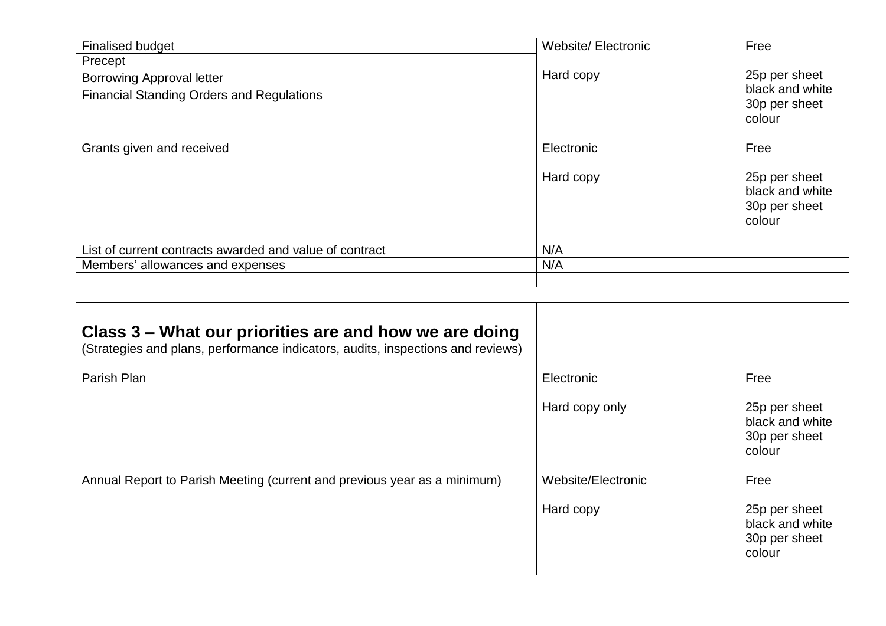| | | |
|---|---|---|
| Finalised budget | Website/ Electronic | Free |
| Precept | Hard copy | 25p per sheet black and white 30p per sheet colour |
| Borrowing Approval letter | | |
| Financial Standing Orders and Regulations | | |
| Grants given and received | Electronic<br><br>Hard copy | Free<br><br>25p per sheet black and white 30p per sheet colour |
| List of current contracts awarded and value of contract | N/A | |
| Members' allowances and expenses | N/A | |
| | | |

| **Class 3 – What our priorities are and how we are doing**<br>(Strategies and plans, performance indicators, audits, inspections and reviews) | | |
|---|---|---|
| Parish Plan | Electronic<br><br>Hard copy only | Free<br><br>25p per sheet black and white 30p per sheet colour |
| Annual Report to Parish Meeting (current and previous year as a minimum) | Website/Electronic<br><br>Hard copy | Free<br><br>25p per sheet black and white 30p per sheet colour |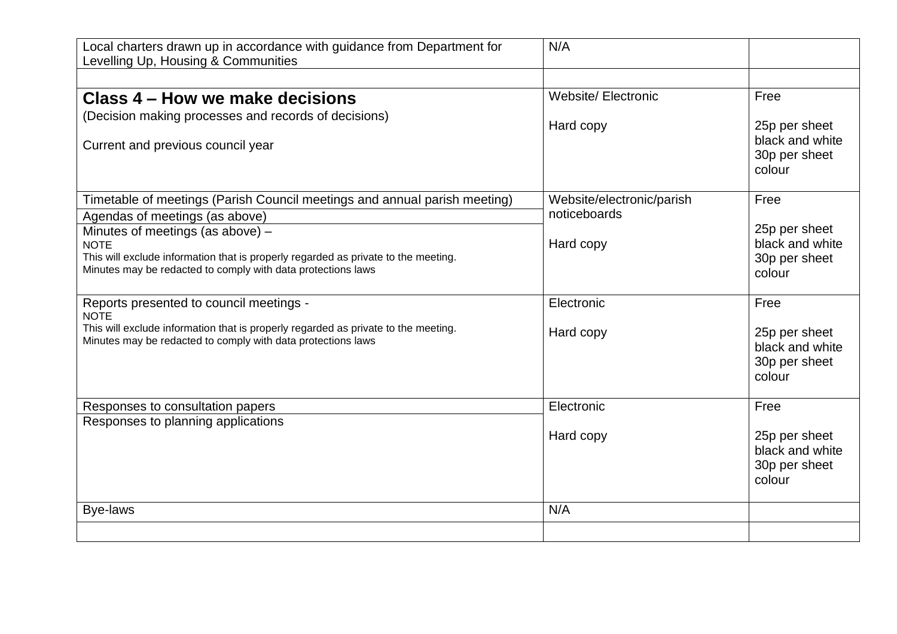| | | |
|---|---|---|
| Local charters drawn up in accordance with guidance from Department for Levelling Up, Housing & Communities | N/A | |
| | | |
| **Class 4 – How we make decisions**<br>(Decision making processes and records of decisions)<br><br>Current and previous council year | Website/ Electronic<br><br>Hard copy | Free<br><br>25p per sheet black and white<br>30p per sheet colour |
| Timetable of meetings (Parish Council meetings and annual parish meeting) | Website/electronic/parish noticeboards<br><br>Hard copy | Free<br><br>25p per sheet black and white<br>30p per sheet colour |
| Agendas of meetings (as above) | | |
| Minutes of meetings (as above) –<br>NOTE<br>This will exclude information that is properly regarded as private to the meeting.<br>Minutes may be redacted to comply with data protections laws | | |
| Reports presented to council meetings -<br>NOTE<br>This will exclude information that is properly regarded as private to the meeting.<br>Minutes may be redacted to comply with data protections laws | Electronic<br><br>Hard copy | Free<br><br>25p per sheet black and white<br>30p per sheet colour |
| Responses to consultation papers | Electronic<br><br>Hard copy | Free<br><br>25p per sheet black and white<br>30p per sheet colour |
| Responses to planning applications | | |
| Bye-laws | N/A | |
| | | |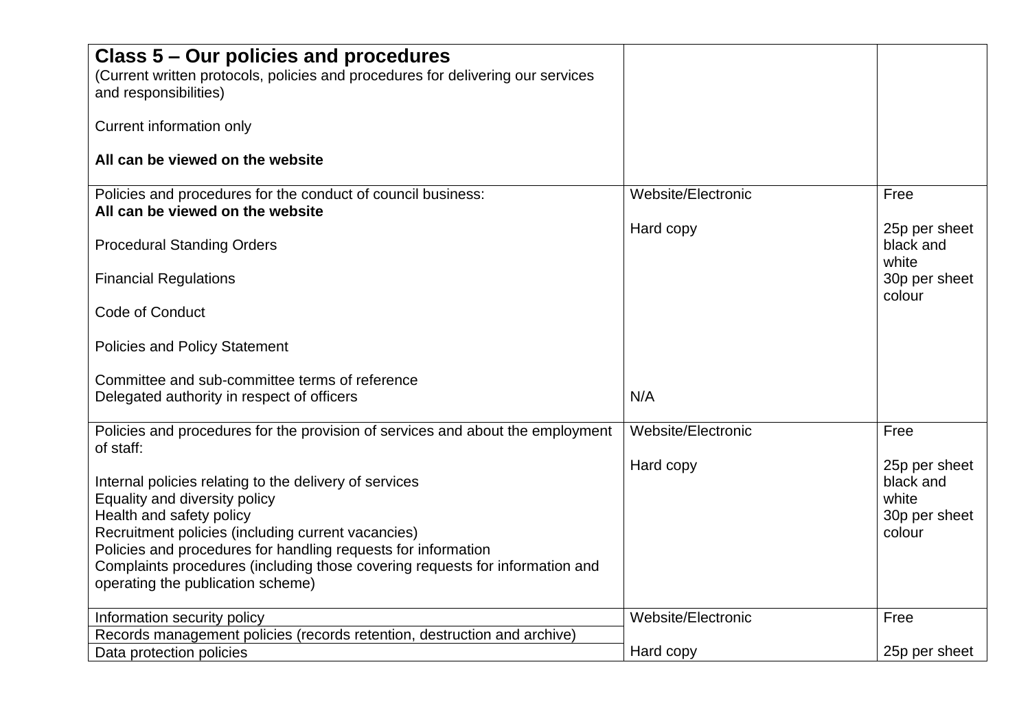| **Class 5 – Our policies and procedures**<br>(Current written protocols, policies and procedures for delivering our services and responsibilities)<br><br>Current information only<br><br>**All can be viewed on the website** | | |
|---|---|---|
| Policies and procedures for the conduct of council business:<br>**All can be viewed on the website**<br><br>Procedural Standing Orders<br><br>Financial Regulations<br><br>Code of Conduct<br><br>Policies and Policy Statement<br><br>Committee and sub-committee terms of reference<br>Delegated authority in respect of officers | Website/Electronic<br><br>Hard copy<br><br><br><br><br><br><br><br><br>N/A | Free<br><br>25p per sheet black and white<br>30p per sheet colour |
| Policies and procedures for the provision of services and about the employment of staff:<br><br>Internal policies relating to the delivery of services<br>Equality and diversity policy<br>Health and safety policy<br>Recruitment policies (including current vacancies)<br>Policies and procedures for handling requests for information<br>Complaints procedures (including those covering requests for information and operating the publication scheme) | Website/Electronic<br><br>Hard copy | Free<br><br>25p per sheet black and white<br>30p per sheet colour |
| Information security policy<br>Records management policies (records retention, destruction and archive)<br>Data protection policies | Website/Electronic<br><br>Hard copy | Free<br><br>25p per sheet |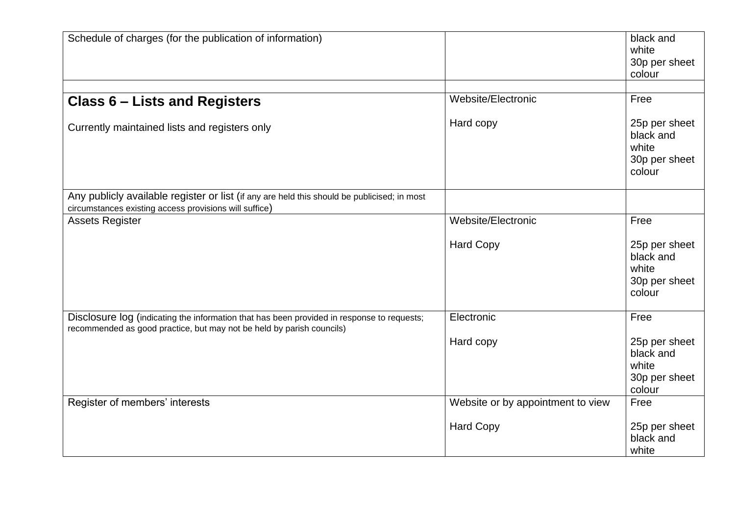| | | |
|---|---|---|
| Schedule of charges (for the publication of information) | | black and white<br>30p per sheet colour |
| | | |
| **Class 6 – Lists and Registers**<br><br>Currently maintained lists and registers only | Website/Electronic<br><br>Hard copy | Free<br><br>25p per sheet black and white<br>30p per sheet colour |
| Any publicly available register or list (if any are held this should be publicised; in most circumstances existing access provisions will suffice) | | |
| Assets Register | Website/Electronic<br><br>Hard Copy | Free<br><br>25p per sheet black and white<br>30p per sheet colour |
| Disclosure log (indicating the information that has been provided in response to requests; recommended as good practice, but may not be held by parish councils) | Electronic<br><br>Hard copy | Free<br><br>25p per sheet black and white<br>30p per sheet colour |
| Register of members' interests | Website or by appointment to view<br><br>Hard Copy | Free<br><br>25p per sheet black and white |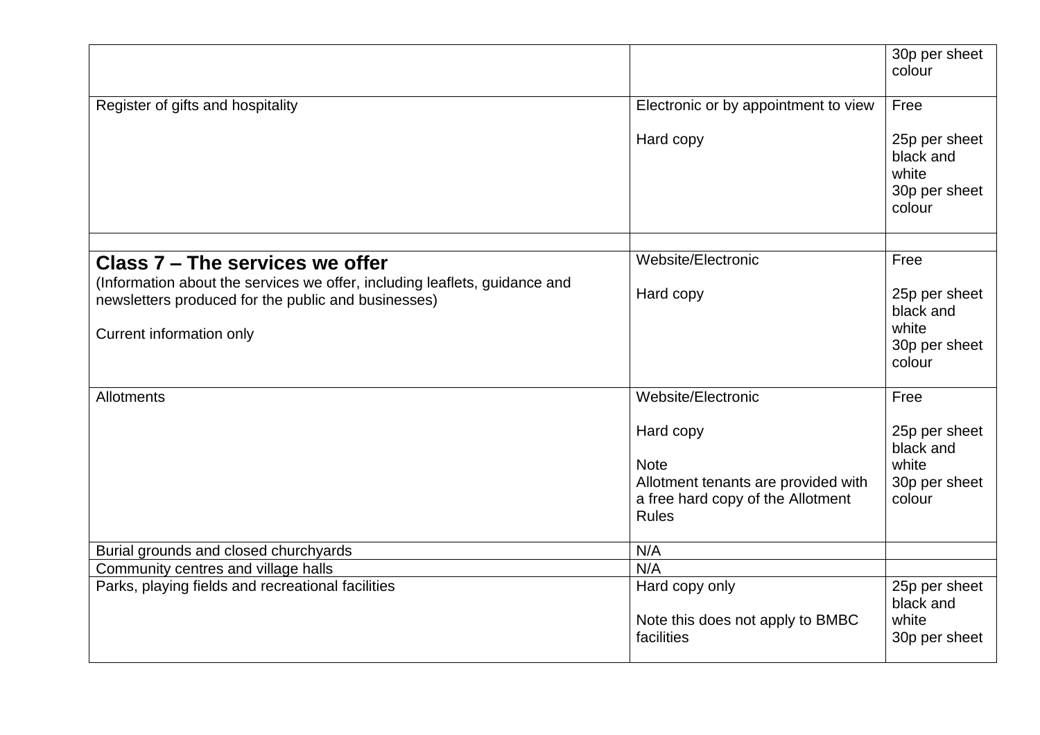| | | |
|---|---|---|
| | | 30p per sheet colour |
| Register of gifts and hospitality | Electronic or by appointment to view<br><br>Hard copy | Free<br><br>25p per sheet black and white<br>30p per sheet colour |
| | | |
| **Class 7 – The services we offer**<br>(Information about the services we offer, including leaflets, guidance and newsletters produced for the public and businesses)<br><br>Current information only | Website/Electronic<br><br>Hard copy | Free<br><br>25p per sheet black and white<br>30p per sheet colour |
| Allotments | Website/Electronic<br><br>Hard copy<br><br>Note<br>Allotment tenants are provided with a free hard copy of the Allotment Rules | Free<br><br>25p per sheet black and white<br>30p per sheet colour |
| Burial grounds and closed churchyards | N/A | |
| Community centres and village halls | N/A | |
| Parks, playing fields and recreational facilities | Hard copy only<br><br>Note this does not apply to BMBC facilities | 25p per sheet black and white<br>30p per sheet |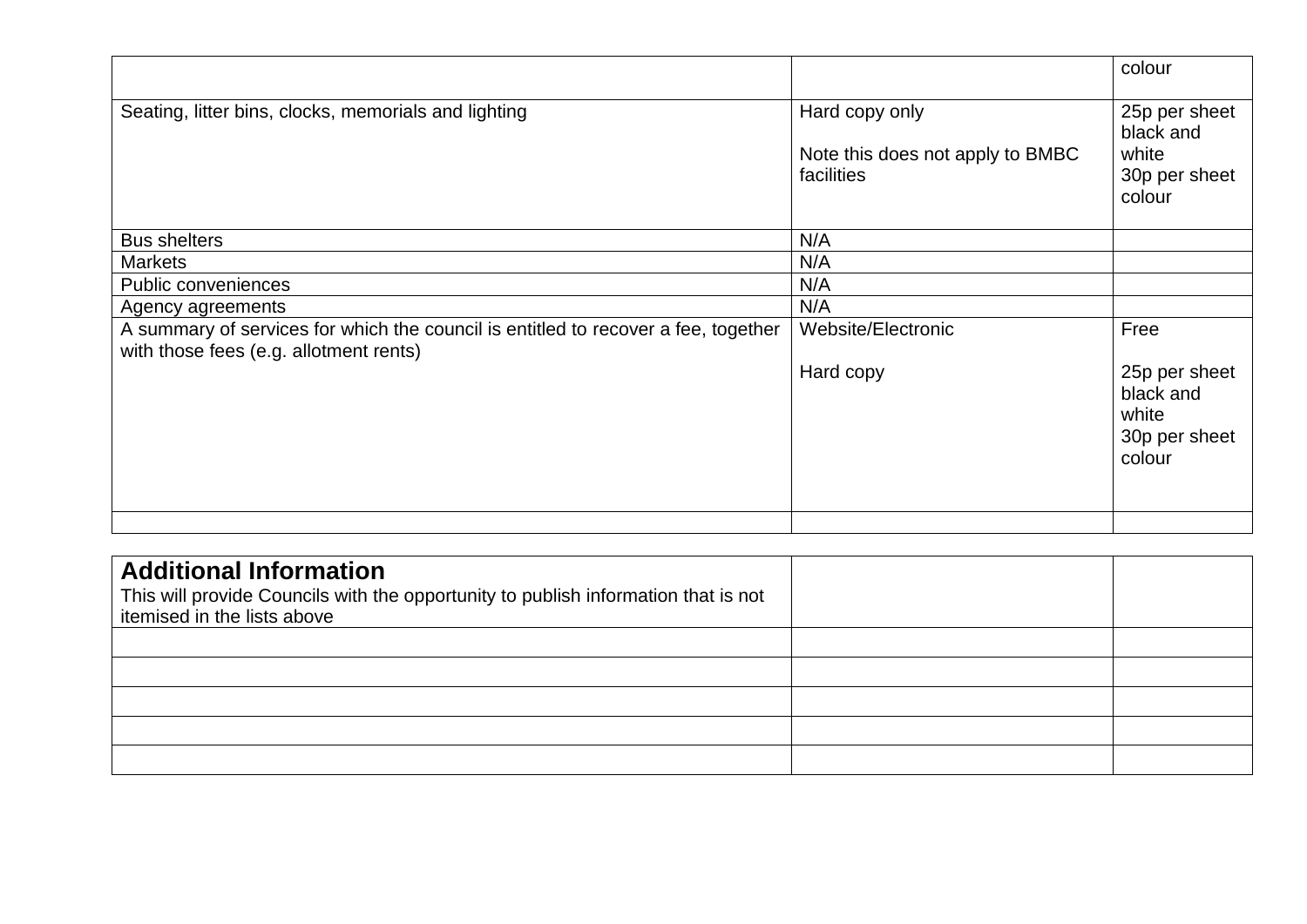| | | |
|---|---|---|
| | | colour |
| Seating, litter bins, clocks, memorials and lighting | Hard copy only<br><br>Note this does not apply to BMBC facilities | 25p per sheet black and white<br>30p per sheet colour |
| Bus shelters | N/A | |
| Markets | N/A | |
| Public conveniences | N/A | |
| Agency agreements | N/A | |
| A summary of services for which the council is entitled to recover a fee, together with those fees (e.g. allotment rents) | Website/Electronic<br><br>Hard copy | Free<br><br>25p per sheet black and white<br>30p per sheet colour |
| | | |

| **Additional Information**<br>This will provide Councils with the opportunity to publish information that is not itemised in the lists above | | |
|---|---|---|
| | | |
| | | |
| | | |
| | | |
| | | |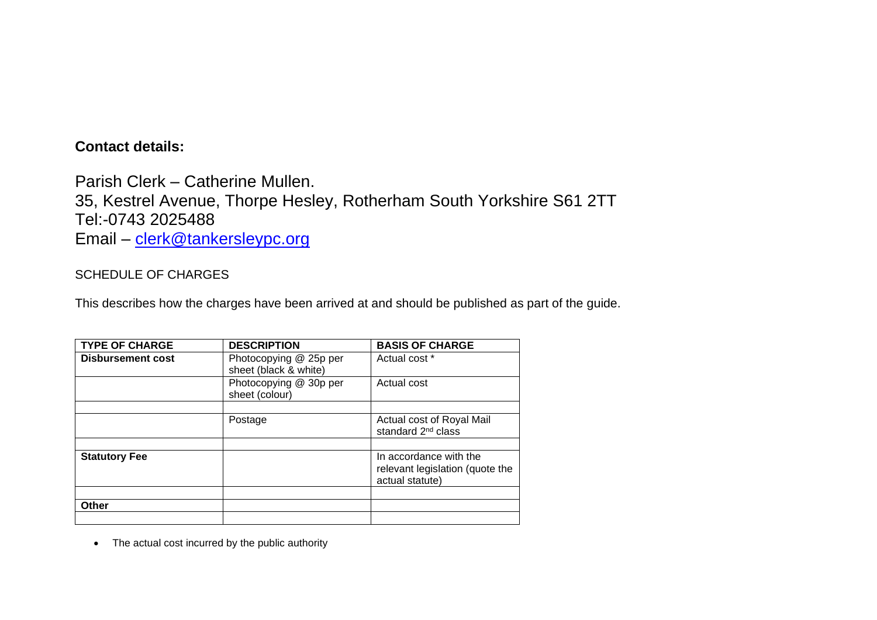**Contact details:**

Parish Clerk – Catherine Mullen.
35, Kestrel Avenue, Thorpe Hesley, Rotherham South Yorkshire S61 2TT
Tel:-0743 2025488
Email – clerk@tankersleypc.org

SCHEDULE OF CHARGES

This describes how the charges have been arrived at and should be published as part of the guide.

| TYPE OF CHARGE | DESCRIPTION | BASIS OF CHARGE |
|---|---|---|
| **Disbursement cost** | Photocopying @ 25p per sheet (black & white) | Actual cost * |
| | Photocopying @ 30p per sheet (colour) | Actual cost |
| | | |
| | Postage | Actual cost of Royal Mail standard 2nd class |
| | | |
| **Statutory Fee** | | In accordance with the relevant legislation (quote the actual statute) |
| | | |
| **Other** | | |
| | | |

- The actual cost incurred by the public authority